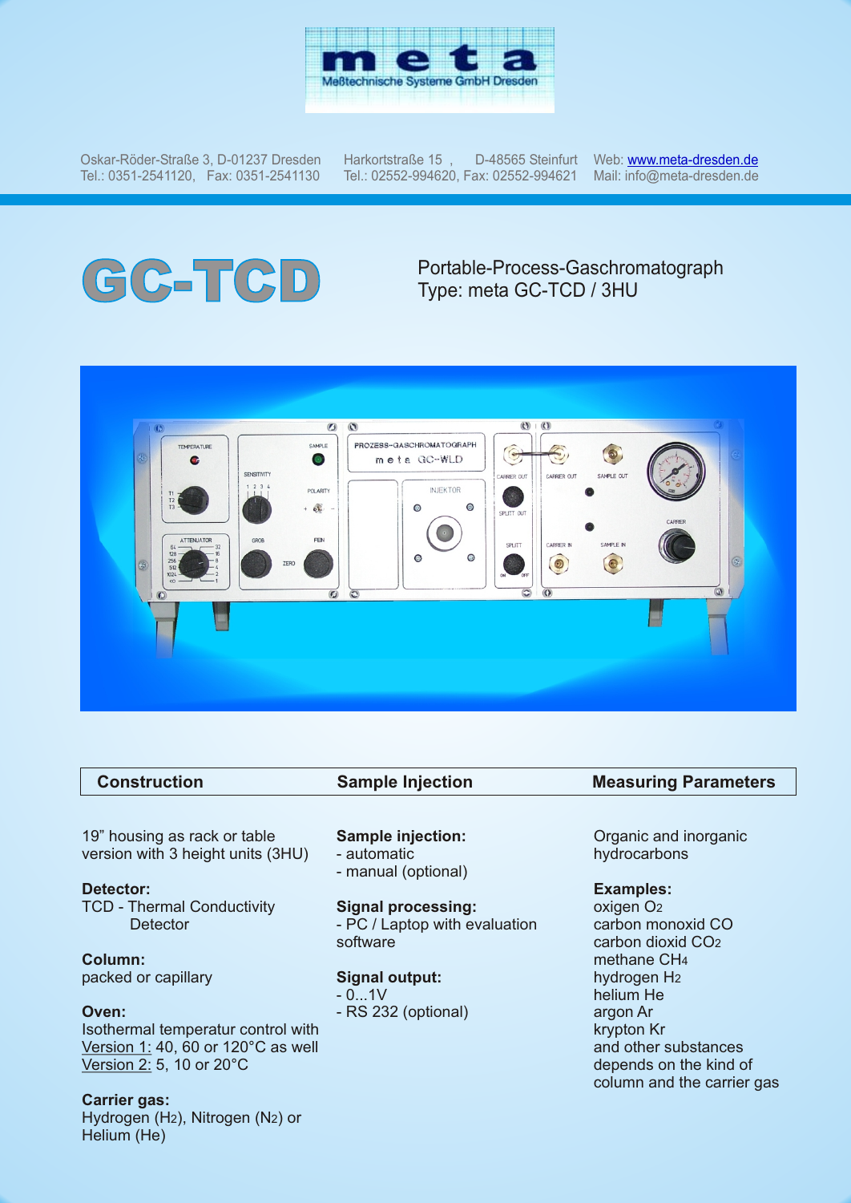meta

Meßtechnische Systeme GmbH Dresden

Oskar-Röder-Straße 3, D-01237 Dresden
Tel.: 0351-2541120, Fax: 0351-2541130

Harkortstraße 15 , D-48565 Steinfurt
Tel.: 02552-994620, Fax: 02552-994621

Web: www.meta-dresden.de
Mail: info@meta-dresden.de

# GC-TCD

Portable-Process-Gaschromatograph
Type: meta GC-TCD / 3HU

## Construction

19" housing as rack or table version with 3 height units (3HU)

**Detector:**
TCD - Thermal Conductivity Detector

**Column:**
packed or capillary

**Oven:**
Isothermal temperatur control with
Version 1: 40, 60 or 120°C as well
Version 2: 5, 10 or 20°C

**Carrier gas:**
Hydrogen ($H_2$), Nitrogen ($N_2$) or Helium (He)

## Sample Injection

**Sample injection:**
- automatic
- manual (optional)

**Signal processing:**
- PC / Laptop with evaluation software

**Signal output:**
- 0...1V
- RS 232 (optional)

## Measuring Parameters

Organic and inorganic hydrocarbons

**Examples:**
oxigen $O_2$
carbon monoxid CO
carbon dioxid $CO_2$
methane $CH_4$
hydrogen $H_2$
helium He
argon Ar
krypton Kr
and other substances depends on the kind of column and the carrier gas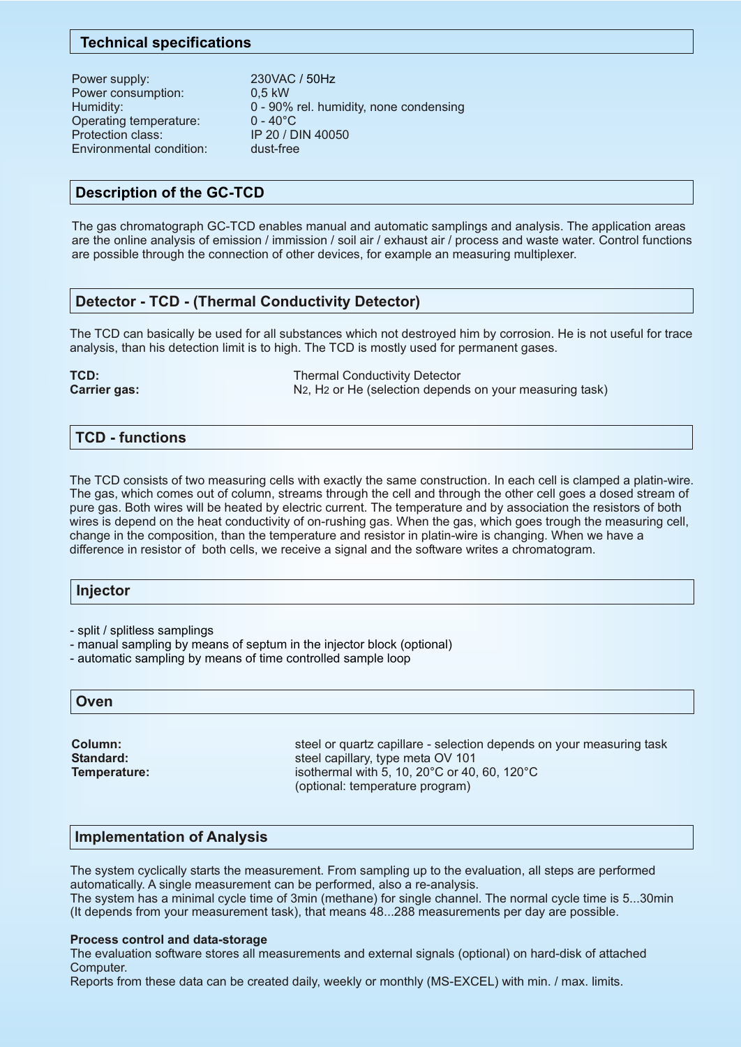## Technical specifications

| | |
|---|---|
| Power supply: | 230VAC / 50Hz |
| Power consumption: | 0,5 kW |
| Humidity: | 0 - 90% rel. humidity, none condensing |
| Operating temperature: | 0 - 40°C |
| Protection class: | IP 20 / DIN 40050 |
| Environmental condition: | dust-free |

## Description of the GC-TCD

The gas chromatograph GC-TCD enables manual and automatic samplings and analysis. The application areas are the online analysis of emission / immission / soil air / exhaust air / process and waste water. Control functions are possible through the connection of other devices, for example an measuring multiplexer.

## Detector - TCD - (Thermal Conductivity Detector)

The TCD can basically be used for all substances which not destroyed him by corrosion. He is not useful for trace analysis, than his detection limit is to high. The TCD is mostly used for permanent gases.

| | |
|---|---|
| **TCD:** | Thermal Conductivity Detector |
| **Carrier gas:** | $N_2$, $H_2$ or He (selection depends on your measuring task) |

## TCD - functions

The TCD consists of two measuring cells with exactly the same construction. In each cell is clamped a platin-wire. The gas, which comes out of column, streams through the cell and through the other cell goes a dosed stream of pure gas. Both wires will be heated by electric current. The temperature and by association the resistors of both wires is depend on the heat conductivity of on-rushing gas. When the gas, which goes trough the measuring cell, change in the composition, than the temperature and resistor in platin-wire is changing. When we have a difference in resistor of both cells, we receive a signal and the software writes a chromatogram.

## Injector

- split / splitless samplings
- manual sampling by means of septum in the injector block (optional)
- automatic sampling by means of time controlled sample loop

## Oven

| | |
|---|---|
| **Column:** | steel or quartz capillare - selection depends on your measuring task |
| **Standard:** | steel capillary, type meta OV 101 |
| **Temperature:** | isothermal with 5, 10, 20°C or 40, 60, 120°C (optional: temperature program) |

## Implementation of Analysis

The system cyclically starts the measurement. From sampling up to the evaluation, all steps are performed automatically. A single measurement can be performed, also a re-analysis.
The system has a minimal cycle time of 3min (methane) for single channel. The normal cycle time is 5...30min (It depends from your measurement task), that means 48...288 measurements per day are possible.

**Process control and data-storage**

The evaluation software stores all measurements and external signals (optional) on hard-disk of attached Computer.
Reports from these data can be created daily, weekly or monthly (MS-EXCEL) with min. / max. limits.